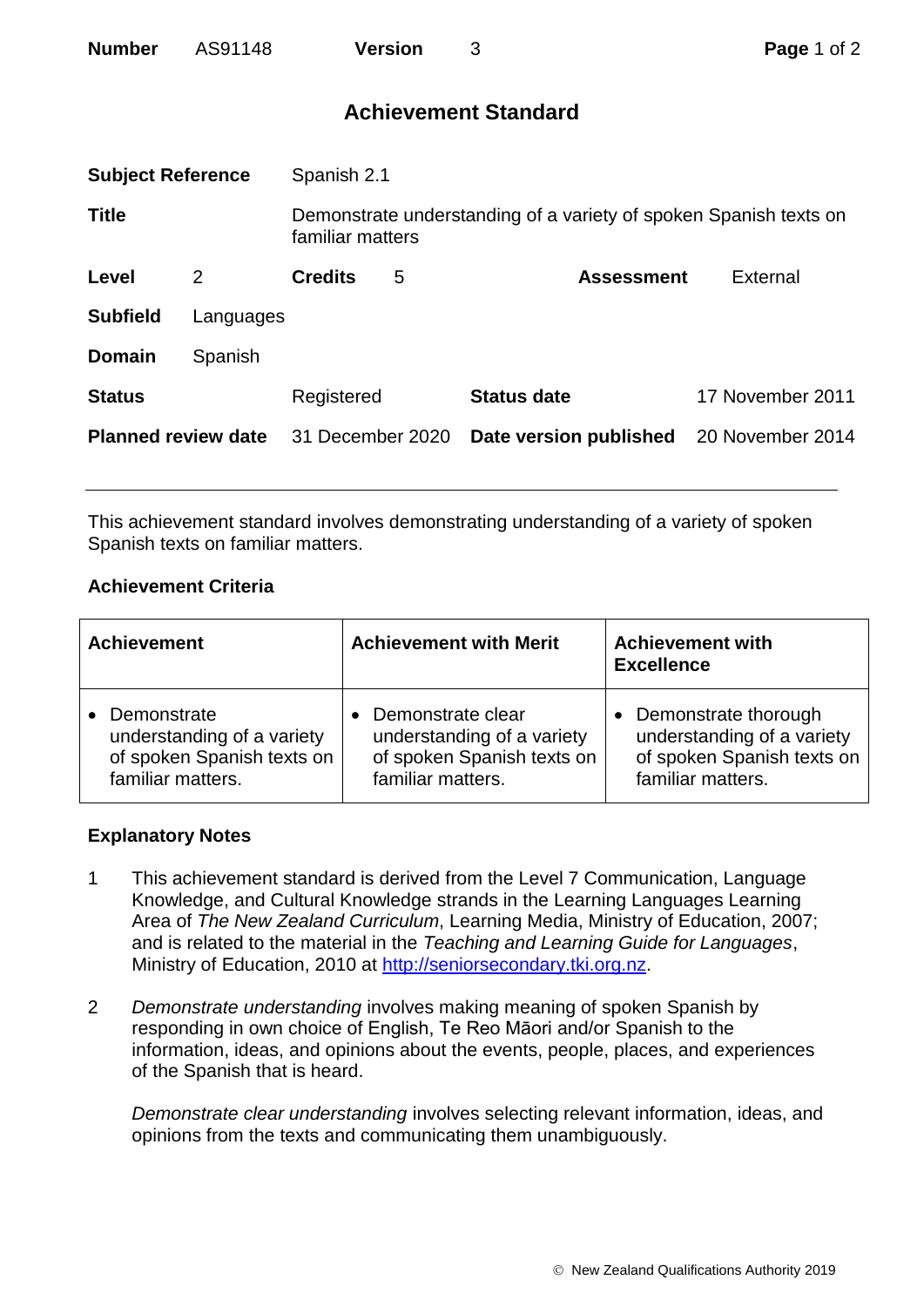# Achievement Standard

| | | | | | |
|---|---|---|---|---|---|
| **Subject Reference** | | Spanish 2.1 | | | |
| **Title** | | Demonstrate understanding of a variety of spoken Spanish texts on familiar matters | | | |
| **Level** | 2 | **Credits** | 5 | **Assessment** | External |
| **Subfield** | Languages | | | | |
| **Domain** | Spanish | | | | |
| **Status** | | Registered | | **Status date** | 17 November 2011 |
| **Planned review date** | | 31 December 2020 | | **Date version published** | 20 November 2014 |

This achievement standard involves demonstrating understanding of a variety of spoken Spanish texts on familiar matters.

## Achievement Criteria

| Achievement | Achievement with Merit | Achievement with Excellence |
|---|---|---|
| • Demonstrate understanding of a variety of spoken Spanish texts on familiar matters. | • Demonstrate clear understanding of a variety of spoken Spanish texts on familiar matters. | • Demonstrate thorough understanding of a variety of spoken Spanish texts on familiar matters. |

## Explanatory Notes

1 This achievement standard is derived from the Level 7 Communication, Language Knowledge, and Cultural Knowledge strands in the Learning Languages Learning Area of *The New Zealand Curriculum*, Learning Media, Ministry of Education, 2007; and is related to the material in the *Teaching and Learning Guide for Languages*, Ministry of Education, 2010 at http://seniorsecondary.tki.org.nz.

2 *Demonstrate understanding* involves making meaning of spoken Spanish by responding in own choice of English, Te Reo Māori and/or Spanish to the information, ideas, and opinions about the events, people, places, and experiences of the Spanish that is heard.

*Demonstrate clear understanding* involves selecting relevant information, ideas, and opinions from the texts and communicating them unambiguously.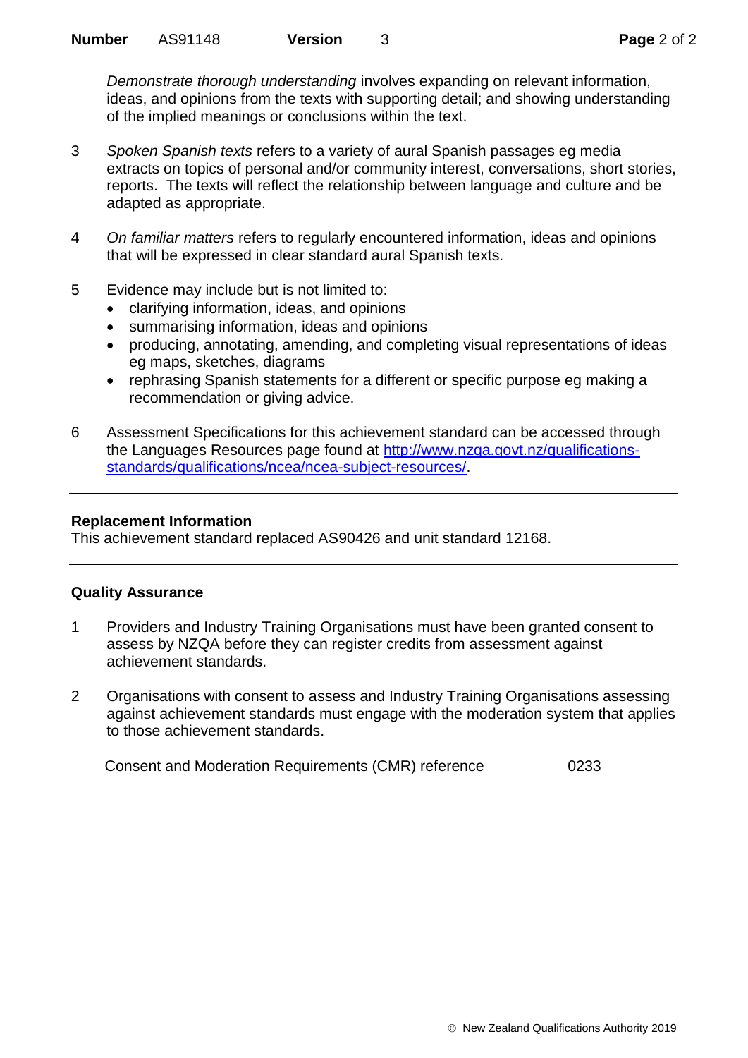*Demonstrate thorough understanding* involves expanding on relevant information, ideas, and opinions from the texts with supporting detail; and showing understanding of the implied meanings or conclusions within the text.

3 *Spoken Spanish texts* refers to a variety of aural Spanish passages eg media extracts on topics of personal and/or community interest, conversations, short stories, reports. The texts will reflect the relationship between language and culture and be adapted as appropriate.

4 *On familiar matters* refers to regularly encountered information, ideas and opinions that will be expressed in clear standard aural Spanish texts.

5 Evidence may include but is not limited to:
   - clarifying information, ideas, and opinions
   - summarising information, ideas and opinions
   - producing, annotating, amending, and completing visual representations of ideas eg maps, sketches, diagrams
   - rephrasing Spanish statements for a different or specific purpose eg making a recommendation or giving advice.

6 Assessment Specifications for this achievement standard can be accessed through the Languages Resources page found at [http://www.nzqa.govt.nz/qualifications-standards/qualifications/ncea/ncea-subject-resources/](http://www.nzqa.govt.nz/qualifications-standards/qualifications/ncea/ncea-subject-resources/).

---

**Replacement Information**

This achievement standard replaced AS90426 and unit standard 12168.

---

**Quality Assurance**

1 Providers and Industry Training Organisations must have been granted consent to assess by NZQA before they can register credits from assessment against achievement standards.

2 Organisations with consent to assess and Industry Training Organisations assessing against achievement standards must engage with the moderation system that applies to those achievement standards.

Consent and Moderation Requirements (CMR) reference 0233